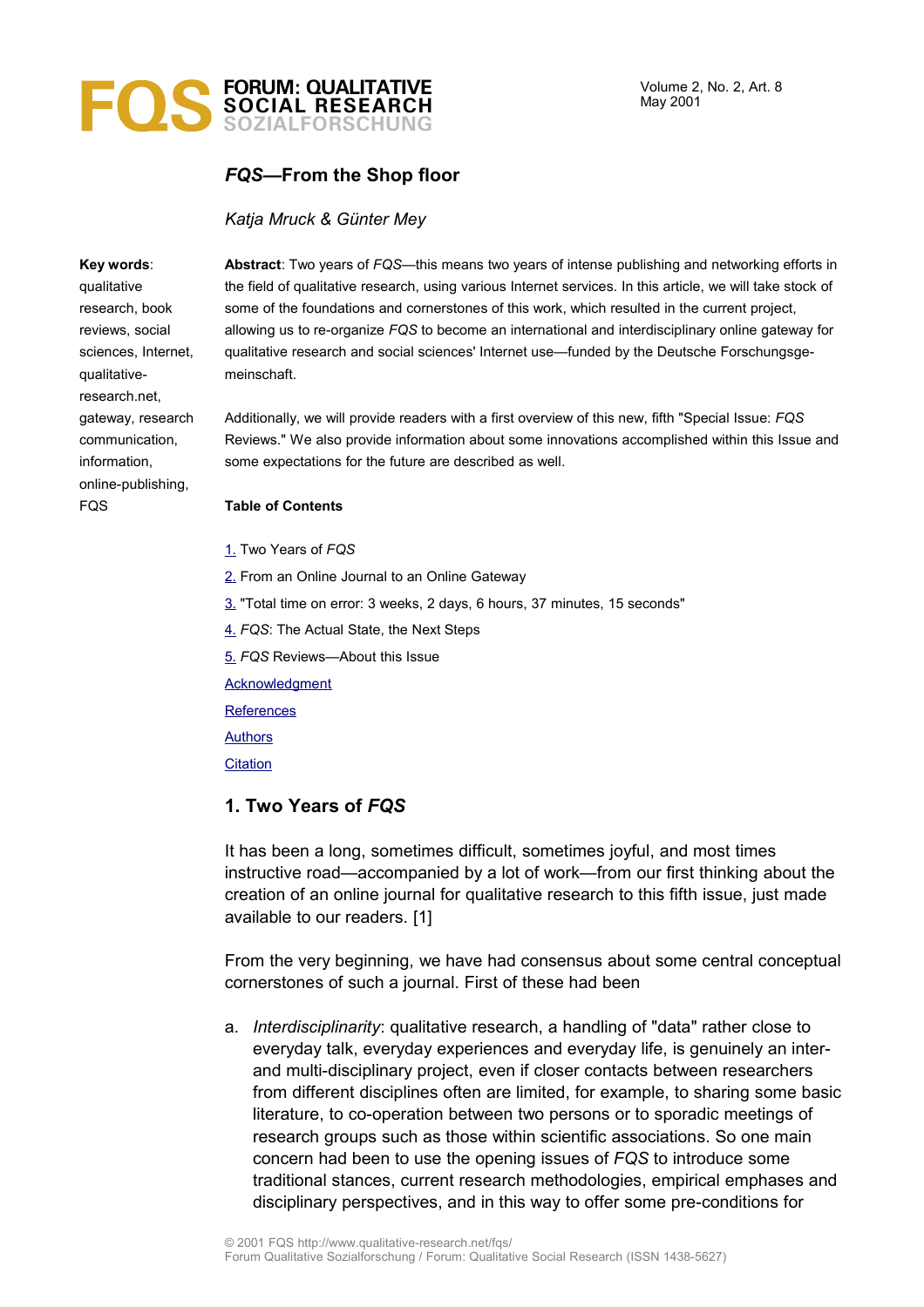# *FQS*—From the Shop floor

*Katja Mruck & Günter Mey*

**Key words**: qualitative research, book reviews, social sciences, Internet, qualitative-research.net, gateway, research communication, information, online-publishing, FQS

**Abstract**: Two years of *FQS*—this means two years of intense publishing and networking efforts in the field of qualitative research, using various Internet services. In this article, we will take stock of some of the foundations and cornerstones of this work, which resulted in the current project, allowing us to re-organize *FQS* to become an international and interdisciplinary online gateway for qualitative research and social sciences' Internet use—funded by the Deutsche Forschungsgemeinschaft.

Additionally, we will provide readers with a first overview of this new, fifth "Special Issue: *FQS* Reviews." We also provide information about some innovations accomplished within this Issue and some expectations for the future are described as well.

**Table of Contents**

1. Two Years of *FQS*
2. From an Online Journal to an Online Gateway
3. "Total time on error: 3 weeks, 2 days, 6 hours, 37 minutes, 15 seconds"
4. *FQS*: The Actual State, the Next Steps
5. *FQS* Reviews—About this Issue

Acknowledgment

References

Authors

Citation

## 1. Two Years of *FQS*

It has been a long, sometimes difficult, sometimes joyful, and most times instructive road—accompanied by a lot of work—from our first thinking about the creation of an online journal for qualitative research to this fifth issue, just made available to our readers. [1]

From the very beginning, we have had consensus about some central conceptual cornerstones of such a journal. First of these had been

a. *Interdisciplinarity*: qualitative research, a handling of "data" rather close to everyday talk, everyday experiences and everyday life, is genuinely an inter- and multi-disciplinary project, even if closer contacts between researchers from different disciplines often are limited, for example, to sharing some basic literature, to co-operation between two persons or to sporadic meetings of research groups such as those within scientific associations. So one main concern had been to use the opening issues of *FQS* to introduce some traditional stances, current research methodologies, empirical emphases and disciplinary perspectives, and in this way to offer some pre-conditions for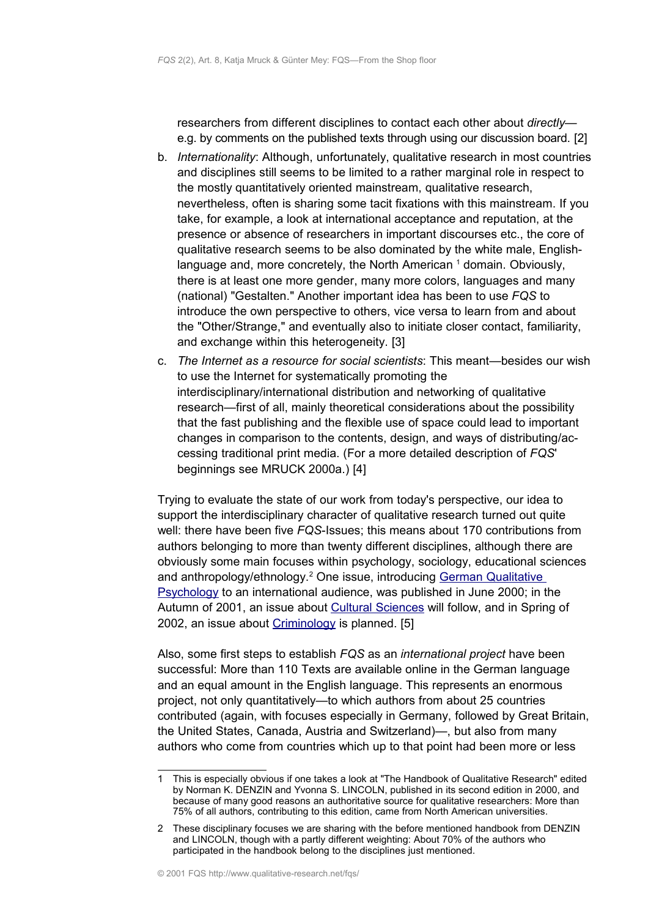researchers from different disciplines to contact each other about *directly*—e.g. by comments on the published texts through using our discussion board. [2]

b. *Internationality*: Although, unfortunately, qualitative research in most countries and disciplines still seems to be limited to a rather marginal role in respect to the mostly quantitatively oriented mainstream, qualitative research, nevertheless, often is sharing some tacit fixations with this mainstream. If you take, for example, a look at international acceptance and reputation, at the presence or absence of researchers in important discourses etc., the core of qualitative research seems to be also dominated by the white male, English-language and, more concretely, the North American [1] domain. Obviously, there is at least one more gender, many more colors, languages and many (national) "Gestalten." Another important idea has been to use *FQS* to introduce the own perspective to others, vice versa to learn from and about the "Other/Strange," and eventually also to initiate closer contact, familiarity, and exchange within this heterogeneity. [3]

c. *The Internet as a resource for social scientists*: This meant—besides our wish to use the Internet for systematically promoting the interdisciplinary/international distribution and networking of qualitative research—first of all, mainly theoretical considerations about the possibility that the fast publishing and the flexible use of space could lead to important changes in comparison to the contents, design, and ways of distributing/accessing traditional print media. (For a more detailed description of *FQS*' beginnings see MRUCK 2000a.) [4]

Trying to evaluate the state of our work from today's perspective, our idea to support the interdisciplinary character of qualitative research turned out quite well: there have been five *FQS*-Issues; this means about 170 contributions from authors belonging to more than twenty different disciplines, although there are obviously some main focuses within psychology, sociology, educational sciences and anthropology/ethnology.[2] One issue, introducing German Qualitative Psychology to an international audience, was published in June 2000; in the Autumn of 2001, an issue about Cultural Sciences will follow, and in Spring of 2002, an issue about Criminology is planned. [5]

Also, some first steps to establish *FQS* as an *international project* have been successful: More than 110 Texts are available online in the German language and an equal amount in the English language. This represents an enormous project, not only quantitatively—to which authors from about 25 countries contributed (again, with focuses especially in Germany, followed by Great Britain, the United States, Canada, Austria and Switzerland)—, but also from many authors who come from countries which up to that point had been more or less

---

1 This is especially obvious if one takes a look at "The Handbook of Qualitative Research" edited by Norman K. DENZIN and Yvonna S. LINCOLN, published in its second edition in 2000, and because of many good reasons an authoritative source for qualitative researchers: More than 75% of all authors, contributing to this edition, came from North American universities.

2 These disciplinary focuses we are sharing with the before mentioned handbook from DENZIN and LINCOLN, though with a partly different weighting: About 70% of the authors who participated in the handbook belong to the disciplines just mentioned.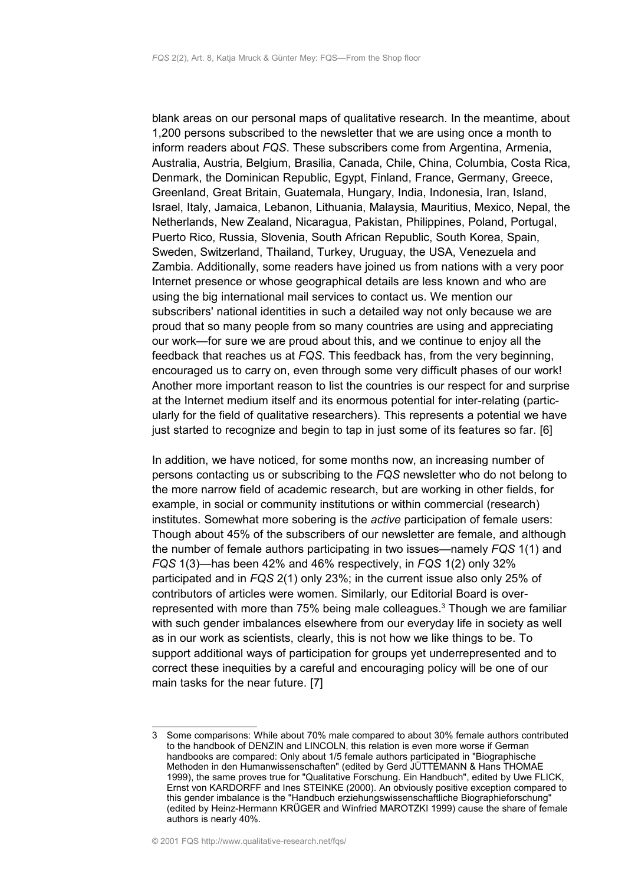blank areas on our personal maps of qualitative research. In the meantime, about 1,200 persons subscribed to the newsletter that we are using once a month to inform readers about *FQS*. These subscribers come from Argentina, Armenia, Australia, Austria, Belgium, Brasilia, Canada, Chile, China, Columbia, Costa Rica, Denmark, the Dominican Republic, Egypt, Finland, France, Germany, Greece, Greenland, Great Britain, Guatemala, Hungary, India, Indonesia, Iran, Island, Israel, Italy, Jamaica, Lebanon, Lithuania, Malaysia, Mauritius, Mexico, Nepal, the Netherlands, New Zealand, Nicaragua, Pakistan, Philippines, Poland, Portugal, Puerto Rico, Russia, Slovenia, South African Republic, South Korea, Spain, Sweden, Switzerland, Thailand, Turkey, Uruguay, the USA, Venezuela and Zambia. Additionally, some readers have joined us from nations with a very poor Internet presence or whose geographical details are less known and who are using the big international mail services to contact us. We mention our subscribers' national identities in such a detailed way not only because we are proud that so many people from so many countries are using and appreciating our work—for sure we are proud about this, and we continue to enjoy all the feedback that reaches us at *FQS*. This feedback has, from the very beginning, encouraged us to carry on, even through some very difficult phases of our work! Another more important reason to list the countries is our respect for and surprise at the Internet medium itself and its enormous potential for inter-relating (particularly for the field of qualitative researchers). This represents a potential we have just started to recognize and begin to tap in just some of its features so far. [6]

In addition, we have noticed, for some months now, an increasing number of persons contacting us or subscribing to the *FQS* newsletter who do not belong to the more narrow field of academic research, but are working in other fields, for example, in social or community institutions or within commercial (research) institutes. Somewhat more sobering is the *active* participation of female users: Though about 45% of the subscribers of our newsletter are female, and although the number of female authors participating in two issues—namely *FQS* 1(1) and *FQS* 1(3)—has been 42% and 46% respectively, in *FQS* 1(2) only 32% participated and in *FQS* 2(1) only 23%; in the current issue also only 25% of contributors of articles were women. Similarly, our Editorial Board is over-represented with more than 75% being male colleagues.[3] Though we are familiar with such gender imbalances elsewhere from our everyday life in society as well as in our work as scientists, clearly, this is not how we like things to be. To support additional ways of participation for groups yet underrepresented and to correct these inequities by a careful and encouraging policy will be one of our main tasks for the near future. [7]

---

3 Some comparisons: While about 70% male compared to about 30% female authors contributed to the handbook of DENZIN and LINCOLN, this relation is even more worse if German handbooks are compared: Only about 1/5 female authors participated in "Biographische Methoden in den Humanwissenschaften" (edited by Gerd JÜTTEMANN & Hans THOMAE 1999), the same proves true for "Qualitative Forschung. Ein Handbuch", edited by Uwe FLICK, Ernst von KARDORFF and Ines STEINKE (2000). An obviously positive exception compared to this gender imbalance is the "Handbuch erziehungswissenschaftliche Biographieforschung" (edited by Heinz-Hermann KRÜGER and Winfried MAROTZKI 1999) cause the share of female authors is nearly 40%.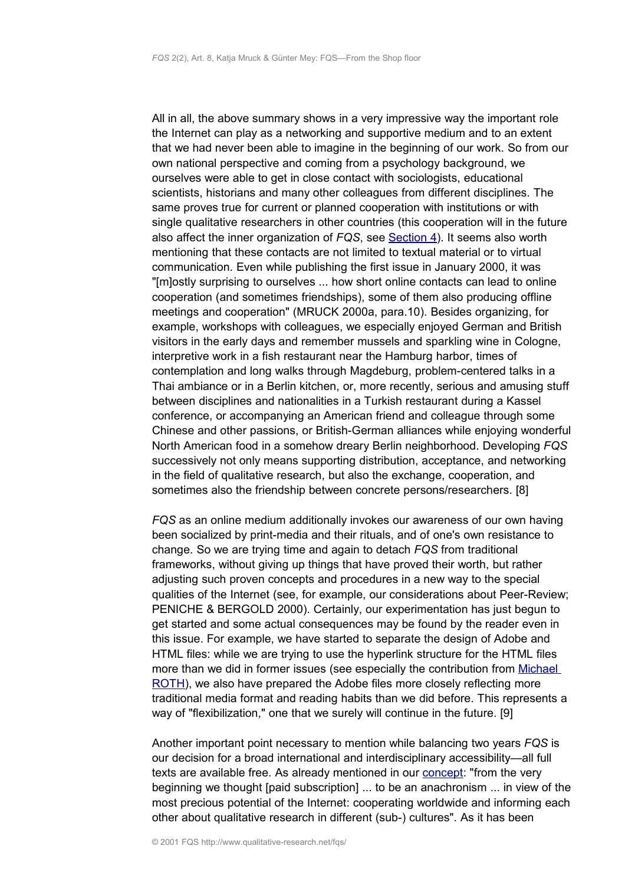All in all, the above summary shows in a very impressive way the important role the Internet can play as a networking and supportive medium and to an extent that we had never been able to imagine in the beginning of our work. So from our own national perspective and coming from a psychology background, we ourselves were able to get in close contact with sociologists, educational scientists, historians and many other colleagues from different disciplines. The same proves true for current or planned cooperation with institutions or with single qualitative researchers in other countries (this cooperation will in the future also affect the inner organization of *FQS*, see [Section 4](#)). It seems also worth mentioning that these contacts are not limited to textual material or to virtual communication. Even while publishing the first issue in January 2000, it was "[m]ostly surprising to ourselves ... how short online contacts can lead to online cooperation (and sometimes friendships), some of them also producing offline meetings and cooperation" (MRUCK 2000a, para.10). Besides organizing, for example, workshops with colleagues, we especially enjoyed German and British visitors in the early days and remember mussels and sparkling wine in Cologne, interpretive work in a fish restaurant near the Hamburg harbor, times of contemplation and long walks through Magdeburg, problem-centered talks in a Thai ambiance or in a Berlin kitchen, or, more recently, serious and amusing stuff between disciplines and nationalities in a Turkish restaurant during a Kassel conference, or accompanying an American friend and colleague through some Chinese and other passions, or British-German alliances while enjoying wonderful North American food in a somehow dreary Berlin neighborhood. Developing *FQS* successively not only means supporting distribution, acceptance, and networking in the field of qualitative research, but also the exchange, cooperation, and sometimes also the friendship between concrete persons/researchers. [8]

*FQS* as an online medium additionally invokes our awareness of our own having been socialized by print-media and their rituals, and of one's own resistance to change. So we are trying time and again to detach *FQS* from traditional frameworks, without giving up things that have proved their worth, but rather adjusting such proven concepts and procedures in a new way to the special qualities of the Internet (see, for example, our considerations about Peer-Review; PENICHE & BERGOLD 2000). Certainly, our experimentation has just begun to get started and some actual consequences may be found by the reader even in this issue. For example, we have started to separate the design of Adobe and HTML files: while we are trying to use the hyperlink structure for the HTML files more than we did in former issues (see especially the contribution from [Michael ROTH](#)), we also have prepared the Adobe files more closely reflecting more traditional media format and reading habits than we did before. This represents a way of "flexibilization," one that we surely will continue in the future. [9]

Another important point necessary to mention while balancing two years *FQS* is our decision for a broad international and interdisciplinary accessibility—all full texts are available free. As already mentioned in our [concept](#): "from the very beginning we thought [paid subscription] ... to be an anachronism ... in view of the most precious potential of the Internet: cooperating worldwide and informing each other about qualitative research in different (sub-) cultures". As it has been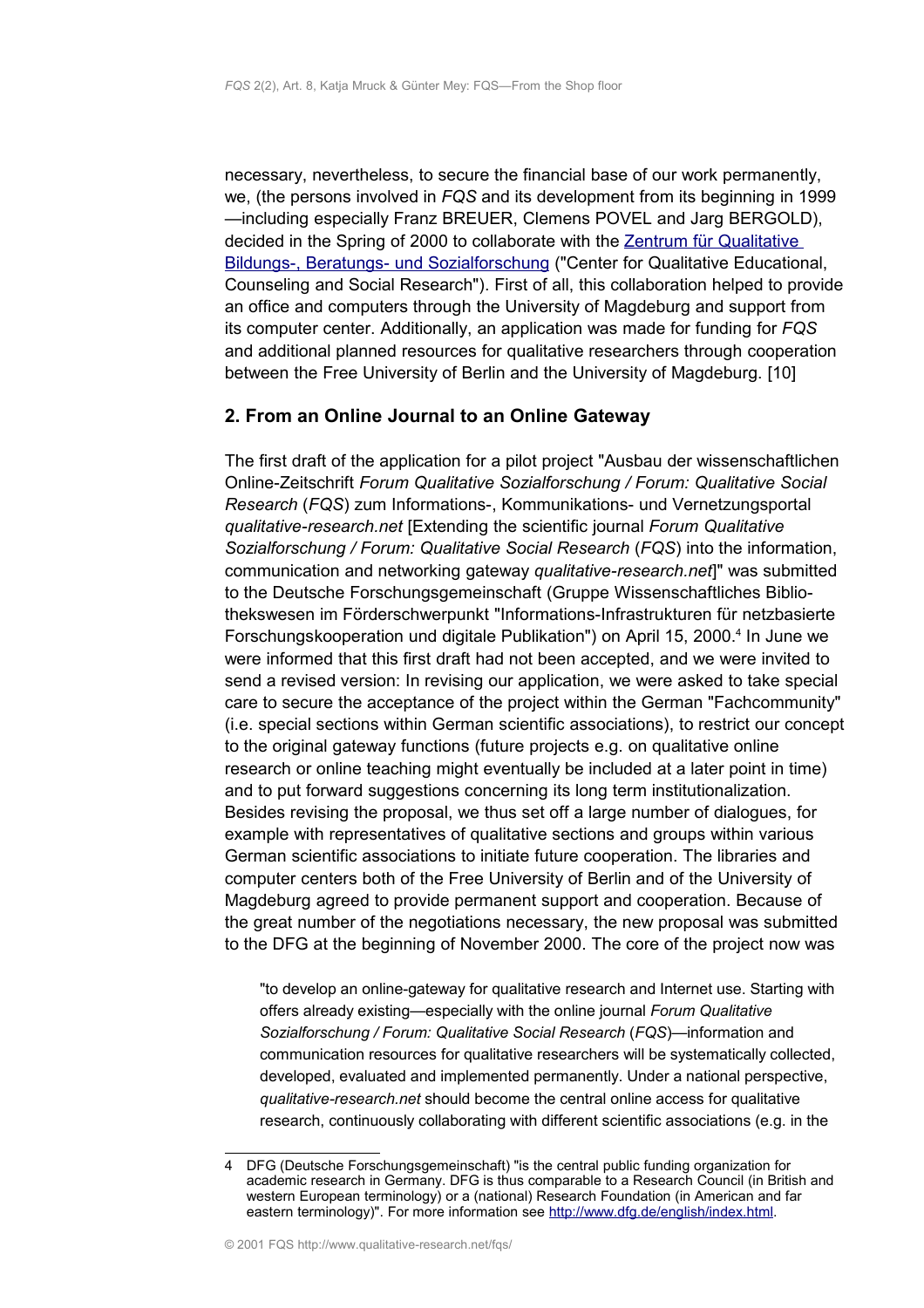necessary, nevertheless, to secure the financial base of our work permanently, we, (the persons involved in *FQS* and its development from its beginning in 1999—including especially Franz BREUER, Clemens POVEL and Jarg BERGOLD), decided in the Spring of 2000 to collaborate with the Zentrum für Qualitative Bildungs-, Beratungs- und Sozialforschung ("Center for Qualitative Educational, Counseling and Social Research"). First of all, this collaboration helped to provide an office and computers through the University of Magdeburg and support from its computer center. Additionally, an application was made for funding for *FQS* and additional planned resources for qualitative researchers through cooperation between the Free University of Berlin and the University of Magdeburg. [10]

## 2. From an Online Journal to an Online Gateway

The first draft of the application for a pilot project "Ausbau der wissenschaftlichen Online-Zeitschrift *Forum Qualitative Sozialforschung / Forum: Qualitative Social Research* (*FQS*) zum Informations-, Kommunikations- und Vernetzungsportal *qualitative-research.net* [Extending the scientific journal *Forum Qualitative Sozialforschung / Forum: Qualitative Social Research* (*FQS*) into the information, communication and networking gateway *qualitative-research.net*]" was submitted to the Deutsche Forschungsgemeinschaft (Gruppe Wissenschaftliches Bibliothekswesen im Förderschwerpunkt "Informations-Infrastrukturen für netzbasierte Forschungskooperation und digitale Publikation") on April 15, 2000.[4] In June we were informed that this first draft had not been accepted, and we were invited to send a revised version: In revising our application, we were asked to take special care to secure the acceptance of the project within the German "Fachcommunity" (i.e. special sections within German scientific associations), to restrict our concept to the original gateway functions (future projects e.g. on qualitative online research or online teaching might eventually be included at a later point in time) and to put forward suggestions concerning its long term institutionalization. Besides revising the proposal, we thus set off a large number of dialogues, for example with representatives of qualitative sections and groups within various German scientific associations to initiate future cooperation. The libraries and computer centers both of the Free University of Berlin and of the University of Magdeburg agreed to provide permanent support and cooperation. Because of the great number of the negotiations necessary, the new proposal was submitted to the DFG at the beginning of November 2000. The core of the project now was

> "to develop an online-gateway for qualitative research and Internet use. Starting with offers already existing—especially with the online journal *Forum Qualitative Sozialforschung / Forum: Qualitative Social Research* (*FQS*)—information and communication resources for qualitative researchers will be systematically collected, developed, evaluated and implemented permanently. Under a national perspective, *qualitative-research.net* should become the central online access for qualitative research, continuously collaborating with different scientific associations (e.g. in the

4 DFG (Deutsche Forschungsgemeinschaft) "is the central public funding organization for academic research in Germany. DFG is thus comparable to a Research Council (in British and western European terminology) or a (national) Research Foundation (in American and far eastern terminology)". For more information see http://www.dfg.de/english/index.html.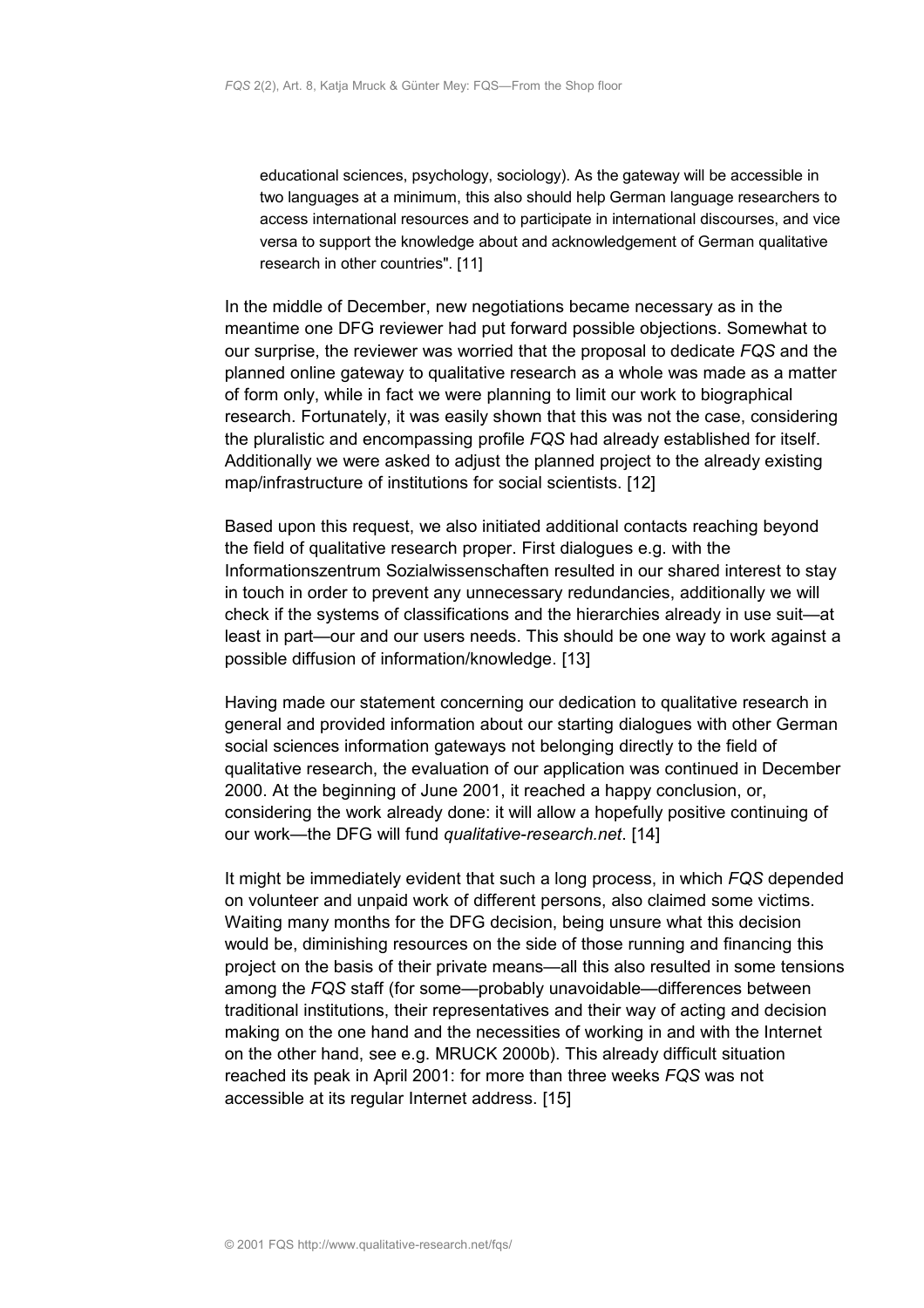> educational sciences, psychology, sociology). As the gateway will be accessible in two languages at a minimum, this also should help German language researchers to access international resources and to participate in international discourses, and vice versa to support the knowledge about and acknowledgement of German qualitative research in other countries". [11]

In the middle of December, new negotiations became necessary as in the meantime one DFG reviewer had put forward possible objections. Somewhat to our surprise, the reviewer was worried that the proposal to dedicate *FQS* and the planned online gateway to qualitative research as a whole was made as a matter of form only, while in fact we were planning to limit our work to biographical research. Fortunately, it was easily shown that this was not the case, considering the pluralistic and encompassing profile *FQS* had already established for itself. Additionally we were asked to adjust the planned project to the already existing map/infrastructure of institutions for social scientists. [12]

Based upon this request, we also initiated additional contacts reaching beyond the field of qualitative research proper. First dialogues e.g. with the Informationszentrum Sozialwissenschaften resulted in our shared interest to stay in touch in order to prevent any unnecessary redundancies, additionally we will check if the systems of classifications and the hierarchies already in use suit—at least in part—our and our users needs. This should be one way to work against a possible diffusion of information/knowledge. [13]

Having made our statement concerning our dedication to qualitative research in general and provided information about our starting dialogues with other German social sciences information gateways not belonging directly to the field of qualitative research, the evaluation of our application was continued in December 2000. At the beginning of June 2001, it reached a happy conclusion, or, considering the work already done: it will allow a hopefully positive continuing of our work—the DFG will fund *qualitative-research.net*. [14]

It might be immediately evident that such a long process, in which *FQS* depended on volunteer and unpaid work of different persons, also claimed some victims. Waiting many months for the DFG decision, being unsure what this decision would be, diminishing resources on the side of those running and financing this project on the basis of their private means—all this also resulted in some tensions among the *FQS* staff (for some—probably unavoidable—differences between traditional institutions, their representatives and their way of acting and decision making on the one hand and the necessities of working in and with the Internet on the other hand, see e.g. MRUCK 2000b). This already difficult situation reached its peak in April 2001: for more than three weeks *FQS* was not accessible at its regular Internet address. [15]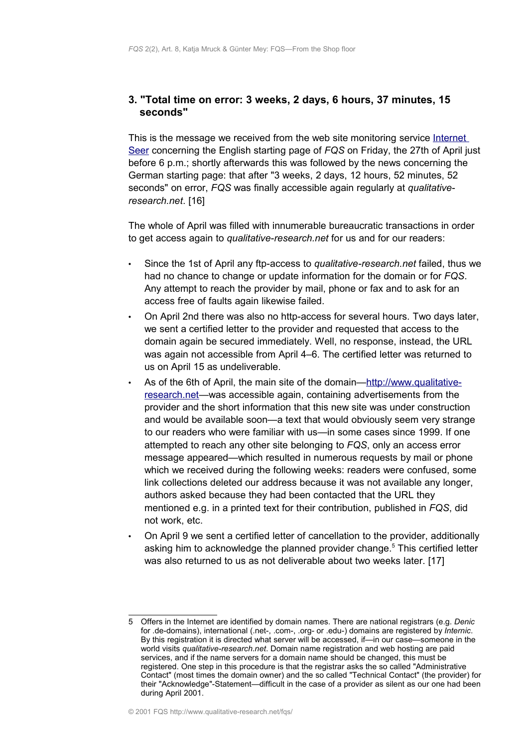## 3. "Total time on error: 3 weeks, 2 days, 6 hours, 37 minutes, 15 seconds"

This is the message we received from the web site monitoring service Internet Seer concerning the English starting page of *FQS* on Friday, the 27th of April just before 6 p.m.; shortly afterwards this was followed by the news concerning the German starting page: that after "3 weeks, 2 days, 12 hours, 52 minutes, 52 seconds" on error, *FQS* was finally accessible again regularly at *qualitative-research.net*. [16]

The whole of April was filled with innumerable bureaucratic transactions in order to get access again to *qualitative-research.net* for us and for our readers:

- Since the 1st of April any ftp-access to *qualitative-research.net* failed, thus we had no chance to change or update information for the domain or for *FQS*. Any attempt to reach the provider by mail, phone or fax and to ask for an access free of faults again likewise failed.
- On April 2nd there was also no http-access for several hours. Two days later, we sent a certified letter to the provider and requested that access to the domain again be secured immediately. Well, no response, instead, the URL was again not accessible from April 4–6. The certified letter was returned to us on April 15 as undeliverable.
- As of the 6th of April, the main site of the domain—http://www.qualitative-research.net—was accessible again, containing advertisements from the provider and the short information that this new site was under construction and would be available soon—a text that would obviously seem very strange to our readers who were familiar with us—in some cases since 1999. If one attempted to reach any other site belonging to *FQS*, only an access error message appeared—which resulted in numerous requests by mail or phone which we received during the following weeks: readers were confused, some link collections deleted our address because it was not available any longer, authors asked because they had been contacted that the URL they mentioned e.g. in a printed text for their contribution, published in *FQS*, did not work, etc.
- On April 9 we sent a certified letter of cancellation to the provider, additionally asking him to acknowledge the planned provider change.[5] This certified letter was also returned to us as not deliverable about two weeks later. [17]

---

5 Offers in the Internet are identified by domain names. There are national registrars (e.g. *Denic* for .de-domains), international (.net-, .com-, .org- or .edu-) domains are registered by *Internic*. By this registration it is directed what server will be accessed, if—in our case—someone in the world visits *qualitative-research.net*. Domain name registration and web hosting are paid services, and if the name servers for a domain name should be changed, this must be registered. One step in this procedure is that the registrar asks the so called "Administrative Contact" (most times the domain owner) and the so called "Technical Contact" (the provider) for their "Acknowledge"-Statement—difficult in the case of a provider as silent as our one had been during April 2001.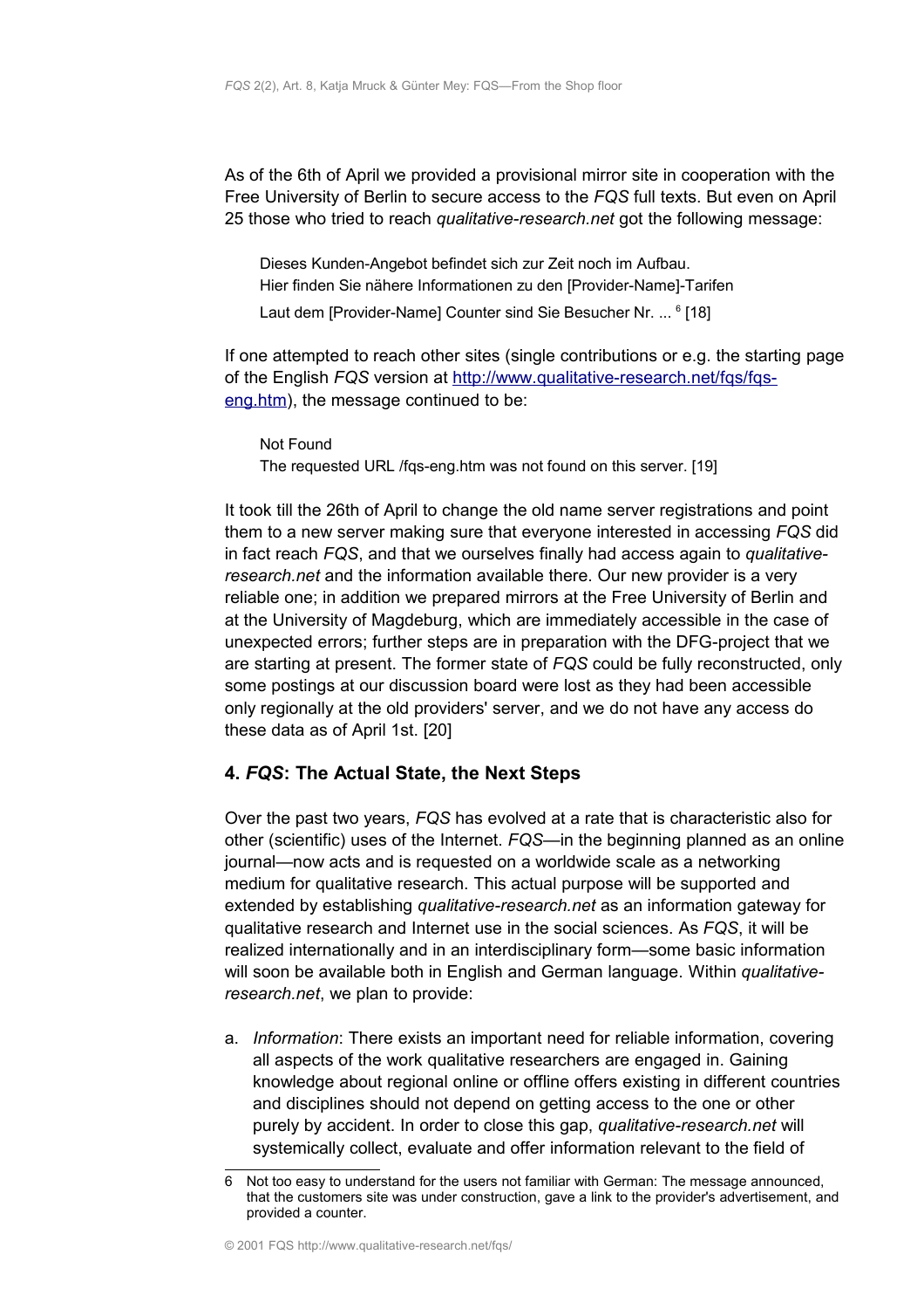As of the 6th of April we provided a provisional mirror site in cooperation with the Free University of Berlin to secure access to the *FQS* full texts. But even on April 25 those who tried to reach *qualitative-research.net* got the following message:

> Dieses Kunden-Angebot befindet sich zur Zeit noch im Aufbau.
> Hier finden Sie nähere Informationen zu den [Provider-Name]-Tarifen
> Laut dem [Provider-Name] Counter sind Sie Besucher Nr. ... [6] [18]

If one attempted to reach other sites (single contributions or e.g. the starting page of the English *FQS* version at [http://www.qualitative-research.net/fqs/fqs-eng.htm](http://www.qualitative-research.net/fqs/fqs-eng.htm)), the message continued to be:

> Not Found
> The requested URL /fqs-eng.htm was not found on this server. [19]

It took till the 26th of April to change the old name server registrations and point them to a new server making sure that everyone interested in accessing *FQS* did in fact reach *FQS*, and that we ourselves finally had access again to *qualitative-research.net* and the information available there. Our new provider is a very reliable one; in addition we prepared mirrors at the Free University of Berlin and at the University of Magdeburg, which are immediately accessible in the case of unexpected errors; further steps are in preparation with the DFG-project that we are starting at present. The former state of *FQS* could be fully reconstructed, only some postings at our discussion board were lost as they had been accessible only regionally at the old providers' server, and we do not have any access do these data as of April 1st. [20]

## 4. *FQS*: The Actual State, the Next Steps

Over the past two years, *FQS* has evolved at a rate that is characteristic also for other (scientific) uses of the Internet. *FQS*—in the beginning planned as an online journal—now acts and is requested on a worldwide scale as a networking medium for qualitative research. This actual purpose will be supported and extended by establishing *qualitative-research.net* as an information gateway for qualitative research and Internet use in the social sciences. As *FQS*, it will be realized internationally and in an interdisciplinary form—some basic information will soon be available both in English and German language. Within *qualitative-research.net*, we plan to provide:

a. *Information*: There exists an important need for reliable information, covering all aspects of the work qualitative researchers are engaged in. Gaining knowledge about regional online or offline offers existing in different countries and disciplines should not depend on getting access to the one or other purely by accident. In order to close this gap, *qualitative-research.net* will systemically collect, evaluate and offer information relevant to the field of

---

6 Not too easy to understand for the users not familiar with German: The message announced, that the customers site was under construction, gave a link to the provider's advertisement, and provided a counter.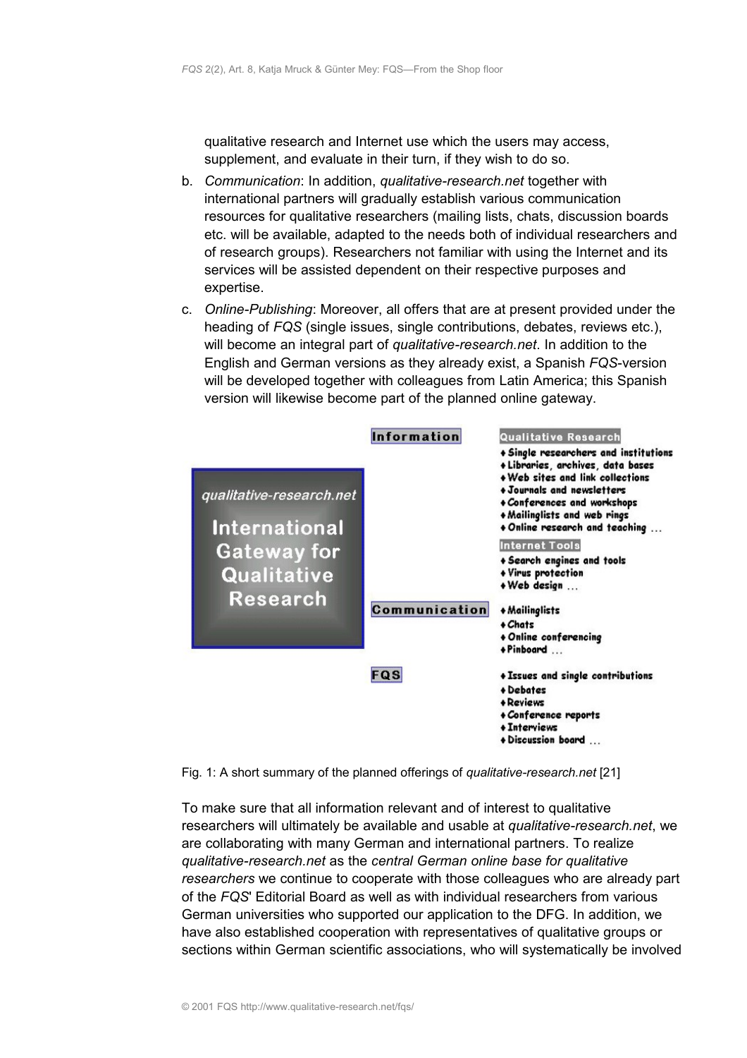qualitative research and Internet use which the users may access, supplement, and evaluate in their turn, if they wish to do so.

b. *Communication*: In addition, *qualitative-research.net* together with international partners will gradually establish various communication resources for qualitative researchers (mailing lists, chats, discussion boards etc. will be available, adapted to the needs both of individual researchers and of research groups). Researchers not familiar with using the Internet and its services will be assisted dependent on their respective purposes and expertise.

c. *Online-Publishing*: Moreover, all offers that are at present provided under the heading of *FQS* (single issues, single contributions, debates, reviews etc.), will become an integral part of *qualitative-research.net*. In addition to the English and German versions as they already exist, a Spanish *FQS*-version will be developed together with colleagues from Latin America; this Spanish version will likewise become part of the planned online gateway.

**qualitative-research.net — International Gateway for Qualitative Research**

**Information**

Qualitative Research
- Single researchers and institutions
- Libraries, archives, data bases
- Web sites and link collections
- Journals and newsletters
- Conferences and workshops
- Mailinglists and web rings
- Online research and teaching ...

Internet Tools
- Search engines and tools
- Virus protection
- Web design ...

**Communication**
- Mailinglists
- Chats
- Online conferencing
- Pinboard ...

**FQS**
- Issues and single contributions
- Debates
- Reviews
- Conference reports
- Interviews
- Discussion board ...

Fig. 1: A short summary of the planned offerings of *qualitative-research.net* [21]

To make sure that all information relevant and of interest to qualitative researchers will ultimately be available and usable at *qualitative-research.net*, we are collaborating with many German and international partners. To realize *qualitative-research.net* as the *central German online base for qualitative researchers* we continue to cooperate with those colleagues who are already part of the *FQS*' Editorial Board as well as with individual researchers from various German universities who supported our application to the DFG. In addition, we have also established cooperation with representatives of qualitative groups or sections within German scientific associations, who will systematically be involved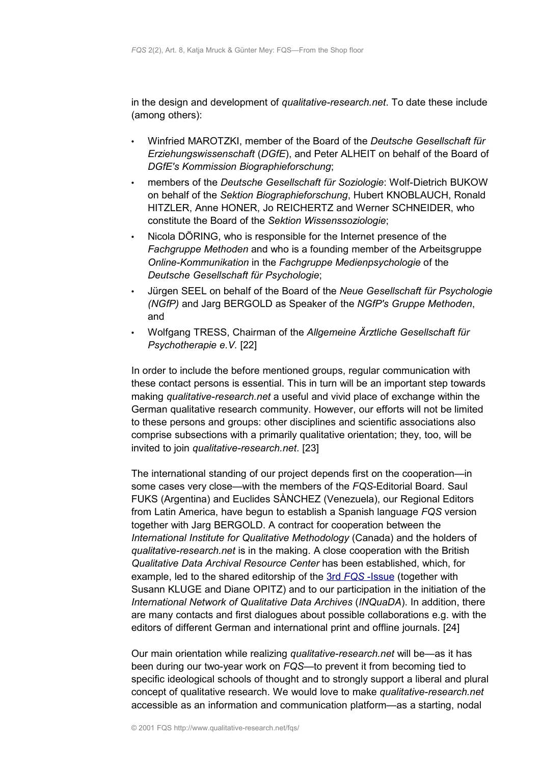in the design and development of *qualitative-research.net*. To date these include (among others):

- Winfried MAROTZKI, member of the Board of the *Deutsche Gesellschaft für Erziehungswissenschaft* (*DGfE*), and Peter ALHEIT on behalf of the Board of *DGfE's Kommission Biographieforschung*;
- members of the *Deutsche Gesellschaft für Soziologie*: Wolf-Dietrich BUKOW on behalf of the *Sektion Biographieforschung*, Hubert KNOBLAUCH, Ronald HITZLER, Anne HONER, Jo REICHERTZ and Werner SCHNEIDER, who constitute the Board of the *Sektion Wissenssoziologie*;
- Nicola DÖRING, who is responsible for the Internet presence of the *Fachgruppe Methoden* and who is a founding member of the Arbeitsgruppe *Online-Kommunikation* in the *Fachgruppe Medienpsychologie* of the *Deutsche Gesellschaft für Psychologie*;
- Jürgen SEEL on behalf of the Board of the *Neue Gesellschaft für Psychologie (NGfP)* and Jarg BERGOLD as Speaker of the *NGfP's Gruppe Methoden*, and
- Wolfgang TRESS, Chairman of the *Allgemeine Ärztliche Gesellschaft für Psychotherapie e.V.* [22]

In order to include the before mentioned groups, regular communication with these contact persons is essential. This in turn will be an important step towards making *qualitative-research.net* a useful and vivid place of exchange within the German qualitative research community. However, our efforts will not be limited to these persons and groups: other disciplines and scientific associations also comprise subsections with a primarily qualitative orientation; they, too, will be invited to join *qualitative-research.net*. [23]

The international standing of our project depends first on the cooperation—in some cases very close—with the members of the *FQS*-Editorial Board. Saul FUKS (Argentina) and Euclides SÀNCHEZ (Venezuela), our Regional Editors from Latin America, have begun to establish a Spanish language *FQS* version together with Jarg BERGOLD. A contract for cooperation between the *International Institute for Qualitative Methodology* (Canada) and the holders of *qualitative-research.net* is in the making. A close cooperation with the British *Qualitative Data Archival Resource Center* has been established, which, for example, led to the shared editorship of the 3rd *FQS* -Issue (together with Susann KLUGE and Diane OPITZ) and to our participation in the initiation of the *International Network of Qualitative Data Archives* (*INQuaDA*). In addition, there are many contacts and first dialogues about possible collaborations e.g. with the editors of different German and international print and offline journals. [24]

Our main orientation while realizing *qualitative-research.net* will be—as it has been during our two-year work on *FQS*—to prevent it from becoming tied to specific ideological schools of thought and to strongly support a liberal and plural concept of qualitative research. We would love to make *qualitative-research.net* accessible as an information and communication platform—as a starting, nodal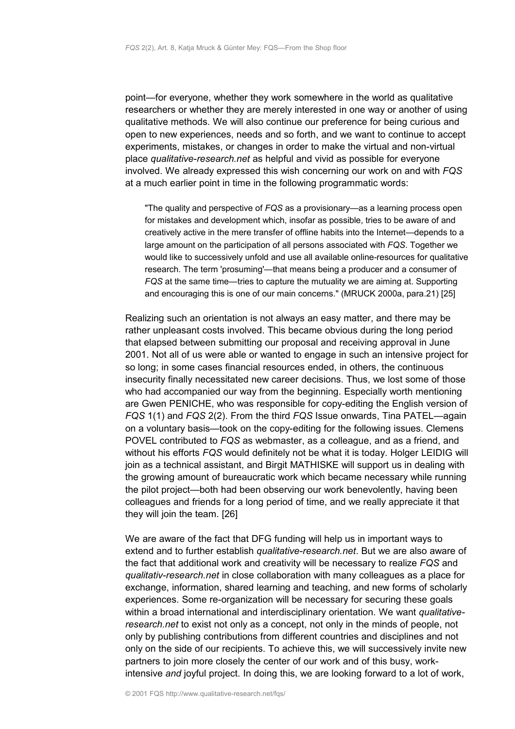point—for everyone, whether they work somewhere in the world as qualitative researchers or whether they are merely interested in one way or another of using qualitative methods. We will also continue our preference for being curious and open to new experiences, needs and so forth, and we want to continue to accept experiments, mistakes, or changes in order to make the virtual and non-virtual place *qualitative-research.net* as helpful and vivid as possible for everyone involved. We already expressed this wish concerning our work on and with *FQS* at a much earlier point in time in the following programmatic words:

> "The quality and perspective of *FQS* as a provisionary—as a learning process open for mistakes and development which, insofar as possible, tries to be aware of and creatively active in the mere transfer of offline habits into the Internet—depends to a large amount on the participation of all persons associated with *FQS*. Together we would like to successively unfold and use all available online-resources for qualitative research. The term 'prosuming'—that means being a producer and a consumer of *FQS* at the same time—tries to capture the mutuality we are aiming at. Supporting and encouraging this is one of our main concerns." (MRUCK 2000a, para.21) [25]

Realizing such an orientation is not always an easy matter, and there may be rather unpleasant costs involved. This became obvious during the long period that elapsed between submitting our proposal and receiving approval in June 2001. Not all of us were able or wanted to engage in such an intensive project for so long; in some cases financial resources ended, in others, the continuous insecurity finally necessitated new career decisions. Thus, we lost some of those who had accompanied our way from the beginning. Especially worth mentioning are Gwen PENICHE, who was responsible for copy-editing the English version of *FQS* 1(1) and *FQS* 2(2). From the third *FQS* Issue onwards, Tina PATEL—again on a voluntary basis—took on the copy-editing for the following issues. Clemens POVEL contributed to *FQS* as webmaster, as a colleague, and as a friend, and without his efforts *FQS* would definitely not be what it is today. Holger LEIDIG will join as a technical assistant, and Birgit MATHISKE will support us in dealing with the growing amount of bureaucratic work which became necessary while running the pilot project—both had been observing our work benevolently, having been colleagues and friends for a long period of time, and we really appreciate it that they will join the team. [26]

We are aware of the fact that DFG funding will help us in important ways to extend and to further establish *qualitative-research.net*. But we are also aware of the fact that additional work and creativity will be necessary to realize *FQS* and *qualitativ-research.net* in close collaboration with many colleagues as a place for exchange, information, shared learning and teaching, and new forms of scholarly experiences. Some re-organization will be necessary for securing these goals within a broad international and interdisciplinary orientation. We want *qualitative-research.net* to exist not only as a concept, not only in the minds of people, not only by publishing contributions from different countries and disciplines and not only on the side of our recipients. To achieve this, we will successively invite new partners to join more closely the center of our work and of this busy, work-intensive *and* joyful project. In doing this, we are looking forward to a lot of work,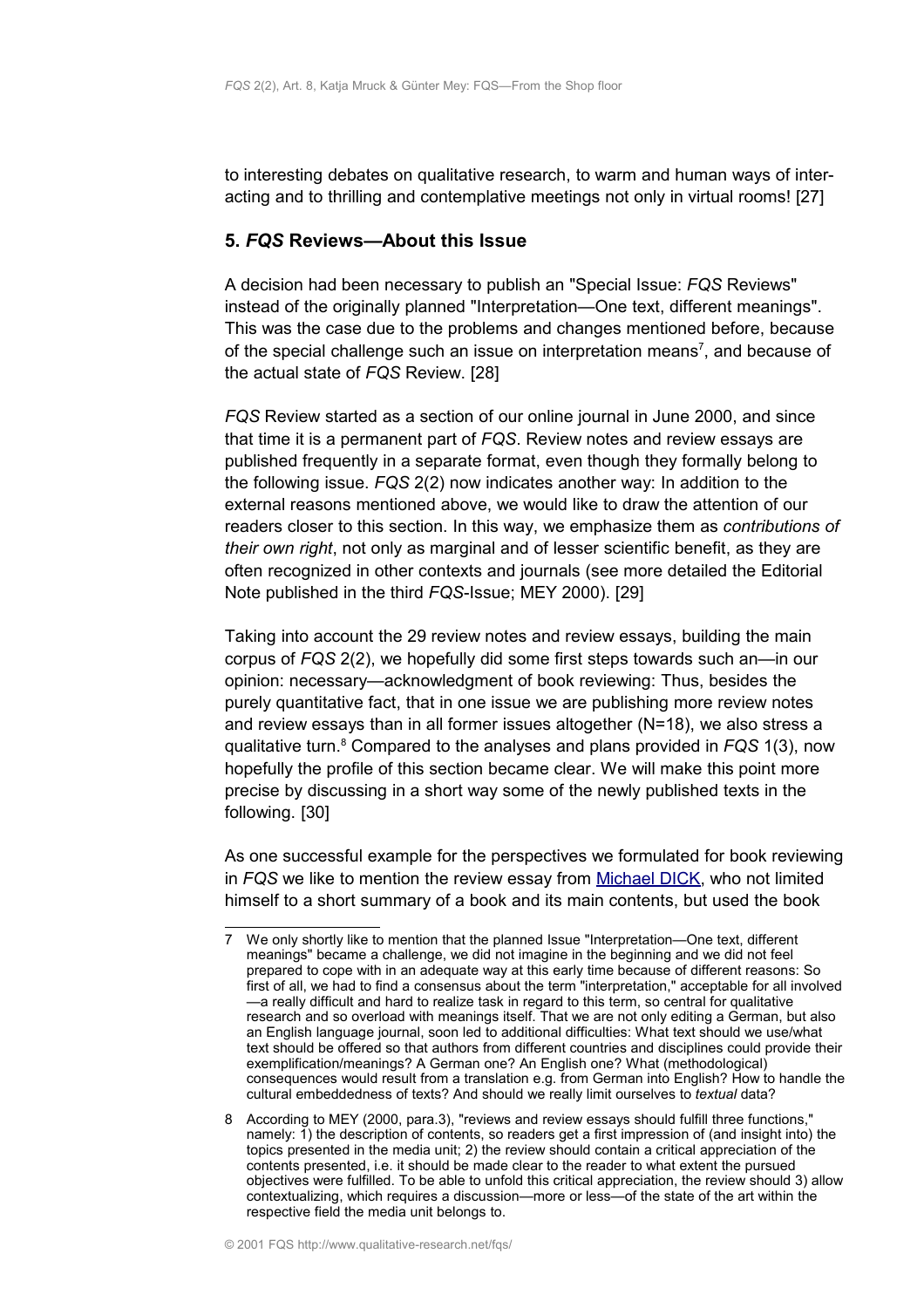to interesting debates on qualitative research, to warm and human ways of interacting and to thrilling and contemplative meetings not only in virtual rooms! [27]

## 5. *FQS* Reviews—About this Issue

A decision had been necessary to publish an "Special Issue: *FQS* Reviews" instead of the originally planned "Interpretation—One text, different meanings". This was the case due to the problems and changes mentioned before, because of the special challenge such an issue on interpretation means[7], and because of the actual state of *FQS* Review. [28]

*FQS* Review started as a section of our online journal in June 2000, and since that time it is a permanent part of *FQS*. Review notes and review essays are published frequently in a separate format, even though they formally belong to the following issue. *FQS* 2(2) now indicates another way: In addition to the external reasons mentioned above, we would like to draw the attention of our readers closer to this section. In this way, we emphasize them as *contributions of their own right*, not only as marginal and of lesser scientific benefit, as they are often recognized in other contexts and journals (see more detailed the Editorial Note published in the third *FQS*-Issue; MEY 2000). [29]

Taking into account the 29 review notes and review essays, building the main corpus of *FQS* 2(2), we hopefully did some first steps towards such an—in our opinion: necessary—acknowledgment of book reviewing: Thus, besides the purely quantitative fact, that in one issue we are publishing more review notes and review essays than in all former issues altogether (N=18), we also stress a qualitative turn.[8] Compared to the analyses and plans provided in *FQS* 1(3), now hopefully the profile of this section became clear. We will make this point more precise by discussing in a short way some of the newly published texts in the following. [30]

As one successful example for the perspectives we formulated for book reviewing in *FQS* we like to mention the review essay from Michael DICK, who not limited himself to a short summary of a book and its main contents, but used the book

---

7 We only shortly like to mention that the planned Issue "Interpretation—One text, different meanings" became a challenge, we did not imagine in the beginning and we did not feel prepared to cope with in an adequate way at this early time because of different reasons: So first of all, we had to find a consensus about the term "interpretation," acceptable for all involved —a really difficult and hard to realize task in regard to this term, so central for qualitative research and so overload with meanings itself. That we are not only editing a German, but also an English language journal, soon led to additional difficulties: What text should we use/what text should be offered so that authors from different countries and disciplines could provide their exemplification/meanings? A German one? An English one? What (methodological) consequences would result from a translation e.g. from German into English? How to handle the cultural embeddedness of texts? And should we really limit ourselves to *textual* data?

8 According to MEY (2000, para.3), "reviews and review essays should fulfill three functions," namely: 1) the description of contents, so readers get a first impression of (and insight into) the topics presented in the media unit; 2) the review should contain a critical appreciation of the contents presented, i.e. it should be made clear to the reader to what extent the pursued objectives were fulfilled. To be able to unfold this critical appreciation, the review should 3) allow contextualizing, which requires a discussion—more or less—of the state of the art within the respective field the media unit belongs to.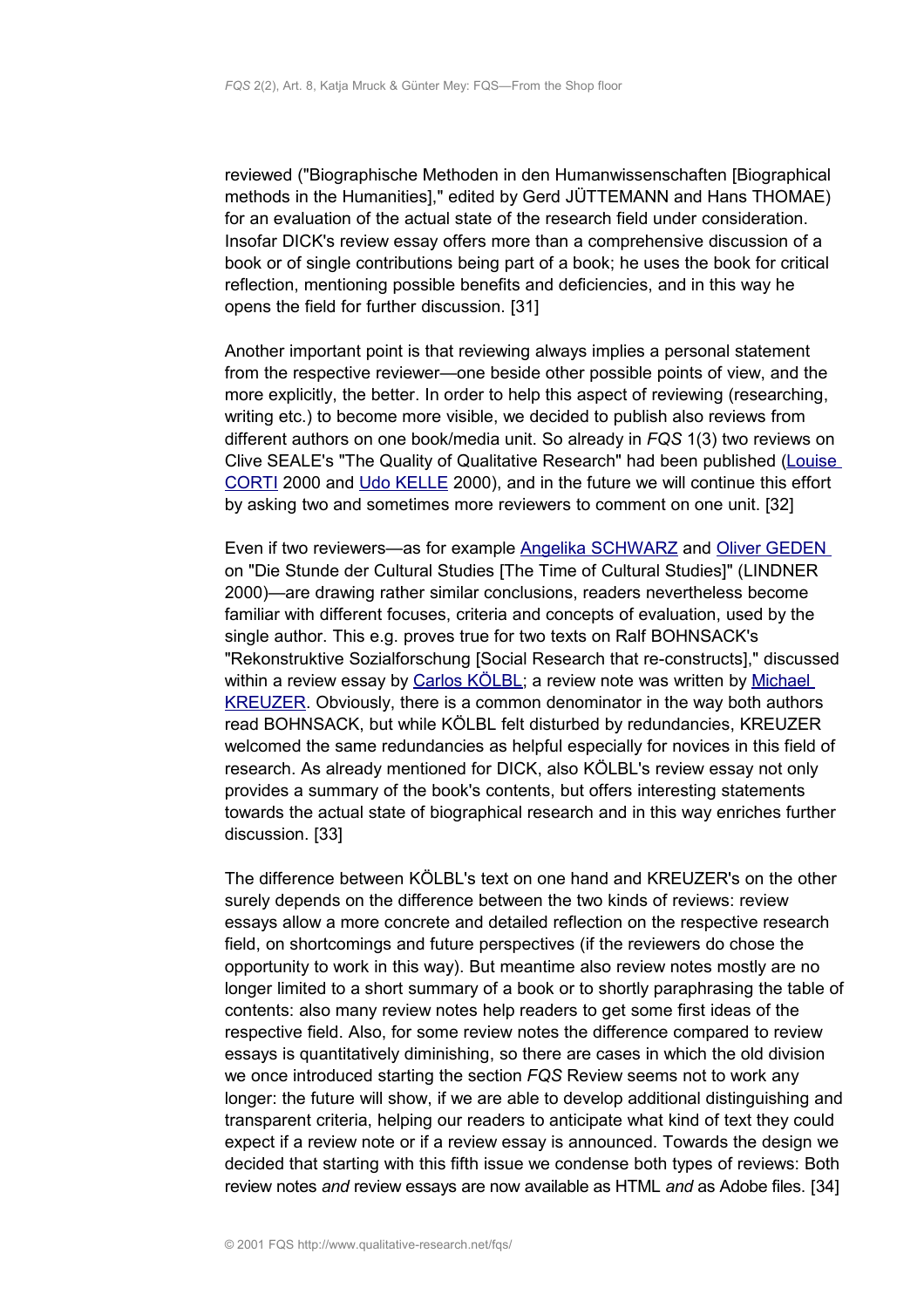reviewed ("Biographische Methoden in den Humanwissenschaften [Biographical methods in the Humanities]," edited by Gerd JÜTTEMANN and Hans THOMAE) for an evaluation of the actual state of the research field under consideration. Insofar DICK's review essay offers more than a comprehensive discussion of a book or of single contributions being part of a book; he uses the book for critical reflection, mentioning possible benefits and deficiencies, and in this way he opens the field for further discussion. [31]

Another important point is that reviewing always implies a personal statement from the respective reviewer—one beside other possible points of view, and the more explicitly, the better. In order to help this aspect of reviewing (researching, writing etc.) to become more visible, we decided to publish also reviews from different authors on one book/media unit. So already in *FQS* 1(3) two reviews on Clive SEALE's "The Quality of Qualitative Research" had been published (Louise CORTI 2000 and Udo KELLE 2000), and in the future we will continue this effort by asking two and sometimes more reviewers to comment on one unit. [32]

Even if two reviewers—as for example Angelika SCHWARZ and Oliver GEDEN on "Die Stunde der Cultural Studies [The Time of Cultural Studies]" (LINDNER 2000)—are drawing rather similar conclusions, readers nevertheless become familiar with different focuses, criteria and concepts of evaluation, used by the single author. This e.g. proves true for two texts on Ralf BOHNSACK's "Rekonstruktive Sozialforschung [Social Research that re-constructs]," discussed within a review essay by Carlos KÖLBL; a review note was written by Michael KREUZER. Obviously, there is a common denominator in the way both authors read BOHNSACK, but while KÖLBL felt disturbed by redundancies, KREUZER welcomed the same redundancies as helpful especially for novices in this field of research. As already mentioned for DICK, also KÖLBL's review essay not only provides a summary of the book's contents, but offers interesting statements towards the actual state of biographical research and in this way enriches further discussion. [33]

The difference between KÖLBL's text on one hand and KREUZER's on the other surely depends on the difference between the two kinds of reviews: review essays allow a more concrete and detailed reflection on the respective research field, on shortcomings and future perspectives (if the reviewers do chose the opportunity to work in this way). But meantime also review notes mostly are no longer limited to a short summary of a book or to shortly paraphrasing the table of contents: also many review notes help readers to get some first ideas of the respective field. Also, for some review notes the difference compared to review essays is quantitatively diminishing, so there are cases in which the old division we once introduced starting the section *FQS* Review seems not to work any longer: the future will show, if we are able to develop additional distinguishing and transparent criteria, helping our readers to anticipate what kind of text they could expect if a review note or if a review essay is announced. Towards the design we decided that starting with this fifth issue we condense both types of reviews: Both review notes *and* review essays are now available as HTML *and* as Adobe files. [34]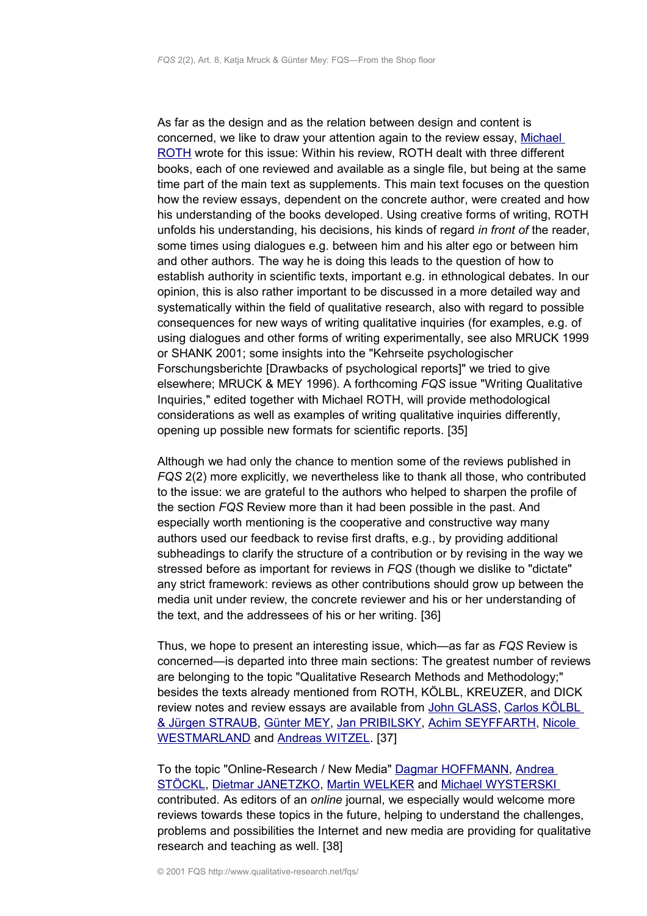As far as the design and as the relation between design and content is concerned, we like to draw your attention again to the review essay, Michael ROTH wrote for this issue: Within his review, ROTH dealt with three different books, each of one reviewed and available as a single file, but being at the same time part of the main text as supplements. This main text focuses on the question how the review essays, dependent on the concrete author, were created and how his understanding of the books developed. Using creative forms of writing, ROTH unfolds his understanding, his decisions, his kinds of regard *in front of* the reader, some times using dialogues e.g. between him and his alter ego or between him and other authors. The way he is doing this leads to the question of how to establish authority in scientific texts, important e.g. in ethnological debates. In our opinion, this is also rather important to be discussed in a more detailed way and systematically within the field of qualitative research, also with regard to possible consequences for new ways of writing qualitative inquiries (for examples, e.g. of using dialogues and other forms of writing experimentally, see also MRUCK 1999 or SHANK 2001; some insights into the "Kehrseite psychologischer Forschungsberichte [Drawbacks of psychological reports]" we tried to give elsewhere; MRUCK & MEY 1996). A forthcoming *FQS* issue "Writing Qualitative Inquiries," edited together with Michael ROTH, will provide methodological considerations as well as examples of writing qualitative inquiries differently, opening up possible new formats for scientific reports. [35]

Although we had only the chance to mention some of the reviews published in *FQS* 2(2) more explicitly, we nevertheless like to thank all those, who contributed to the issue: we are grateful to the authors who helped to sharpen the profile of the section *FQS* Review more than it had been possible in the past. And especially worth mentioning is the cooperative and constructive way many authors used our feedback to revise first drafts, e.g., by providing additional subheadings to clarify the structure of a contribution or by revising in the way we stressed before as important for reviews in *FQS* (though we dislike to "dictate" any strict framework: reviews as other contributions should grow up between the media unit under review, the concrete reviewer and his or her understanding of the text, and the addressees of his or her writing. [36]

Thus, we hope to present an interesting issue, which—as far as *FQS* Review is concerned—is departed into three main sections: The greatest number of reviews are belonging to the topic "Qualitative Research Methods and Methodology;" besides the texts already mentioned from ROTH, KÖLBL, KREUZER, and DICK review notes and review essays are available from John GLASS, Carlos KÖLBL & Jürgen STRAUB, Günter MEY, Jan PRIBILSKY, Achim SEYFFARTH, Nicole WESTMARLAND and Andreas WITZEL. [37]

To the topic "Online-Research / New Media" Dagmar HOFFMANN, Andrea STÖCKL, Dietmar JANETZKO, Martin WELKER and Michael WYSTERSKI contributed. As editors of an *online* journal, we especially would welcome more reviews towards these topics in the future, helping to understand the challenges, problems and possibilities the Internet and new media are providing for qualitative research and teaching as well. [38]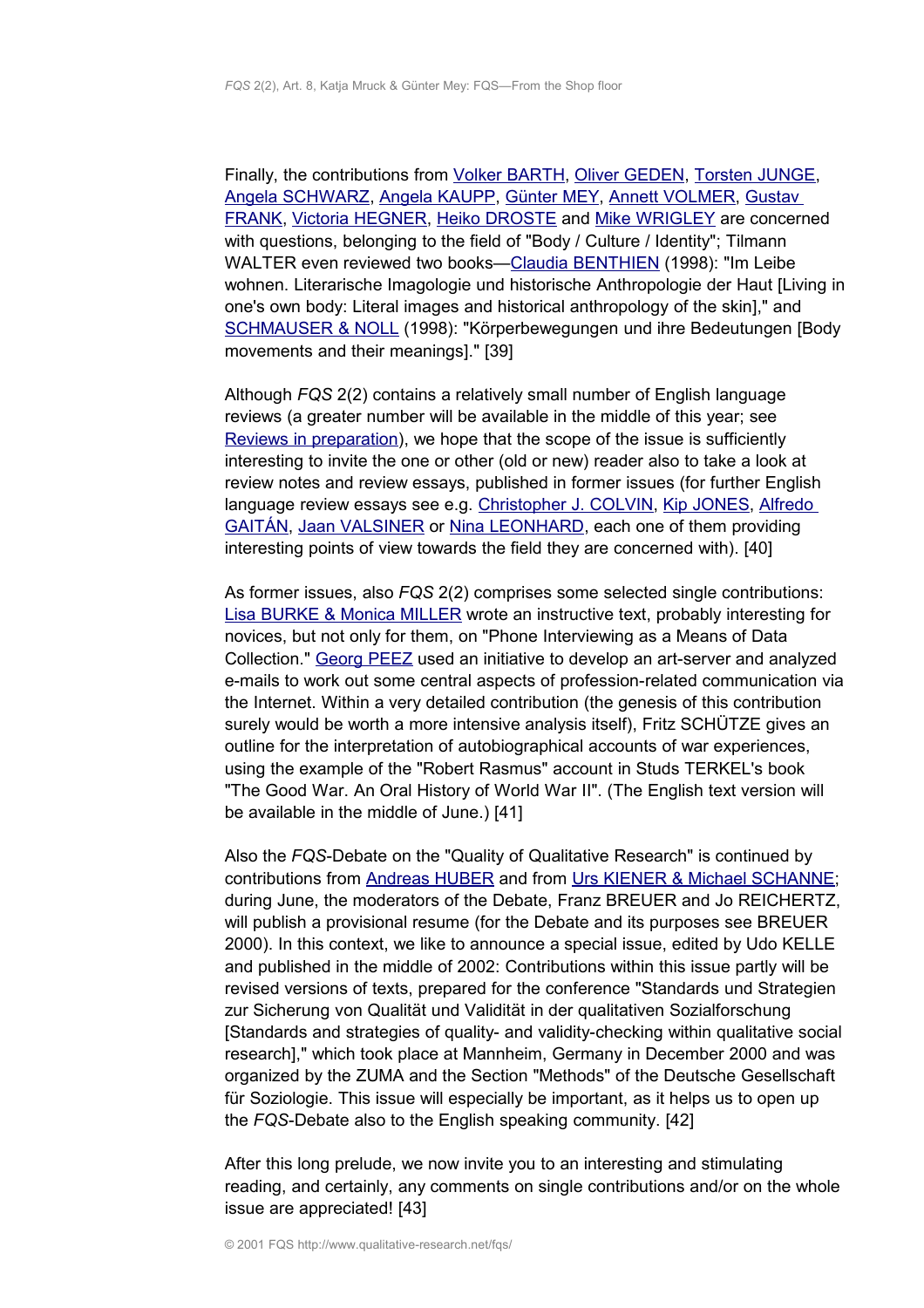Finally, the contributions from Volker BARTH, Oliver GEDEN, Torsten JUNGE, Angela SCHWARZ, Angela KAUPP, Günter MEY, Annett VOLMER, Gustav FRANK, Victoria HEGNER, Heiko DROSTE and Mike WRIGLEY are concerned with questions, belonging to the field of "Body / Culture / Identity"; Tilmann WALTER even reviewed two books—Claudia BENTHIEN (1998): "Im Leibe wohnen. Literarische Imagologie und historische Anthropologie der Haut [Living in one's own body: Literal images and historical anthropology of the skin]," and SCHMAUSER & NOLL (1998): "Körperbewegungen und ihre Bedeutungen [Body movements and their meanings]." [39]

Although *FQS* 2(2) contains a relatively small number of English language reviews (a greater number will be available in the middle of this year; see Reviews in preparation), we hope that the scope of the issue is sufficiently interesting to invite the one or other (old or new) reader also to take a look at review notes and review essays, published in former issues (for further English language review essays see e.g. Christopher J. COLVIN, Kip JONES, Alfredo GAITÁN, Jaan VALSINER or Nina LEONHARD, each one of them providing interesting points of view towards the field they are concerned with). [40]

As former issues, also *FQS* 2(2) comprises some selected single contributions: Lisa BURKE & Monica MILLER wrote an instructive text, probably interesting for novices, but not only for them, on "Phone Interviewing as a Means of Data Collection." Georg PEEZ used an initiative to develop an art-server and analyzed e-mails to work out some central aspects of profession-related communication via the Internet. Within a very detailed contribution (the genesis of this contribution surely would be worth a more intensive analysis itself), Fritz SCHÜTZE gives an outline for the interpretation of autobiographical accounts of war experiences, using the example of the "Robert Rasmus" account in Studs TERKEL's book "The Good War. An Oral History of World War II". (The English text version will be available in the middle of June.) [41]

Also the *FQS*-Debate on the "Quality of Qualitative Research" is continued by contributions from Andreas HUBER and from Urs KIENER & Michael SCHANNE; during June, the moderators of the Debate, Franz BREUER and Jo REICHERTZ, will publish a provisional resume (for the Debate and its purposes see BREUER 2000). In this context, we like to announce a special issue, edited by Udo KELLE and published in the middle of 2002: Contributions within this issue partly will be revised versions of texts, prepared for the conference "Standards und Strategien zur Sicherung von Qualität und Validität in der qualitativen Sozialforschung [Standards and strategies of quality- and validity-checking within qualitative social research]," which took place at Mannheim, Germany in December 2000 and was organized by the ZUMA and the Section "Methods" of the Deutsche Gesellschaft für Soziologie. This issue will especially be important, as it helps us to open up the *FQS*-Debate also to the English speaking community. [42]

After this long prelude, we now invite you to an interesting and stimulating reading, and certainly, any comments on single contributions and/or on the whole issue are appreciated! [43]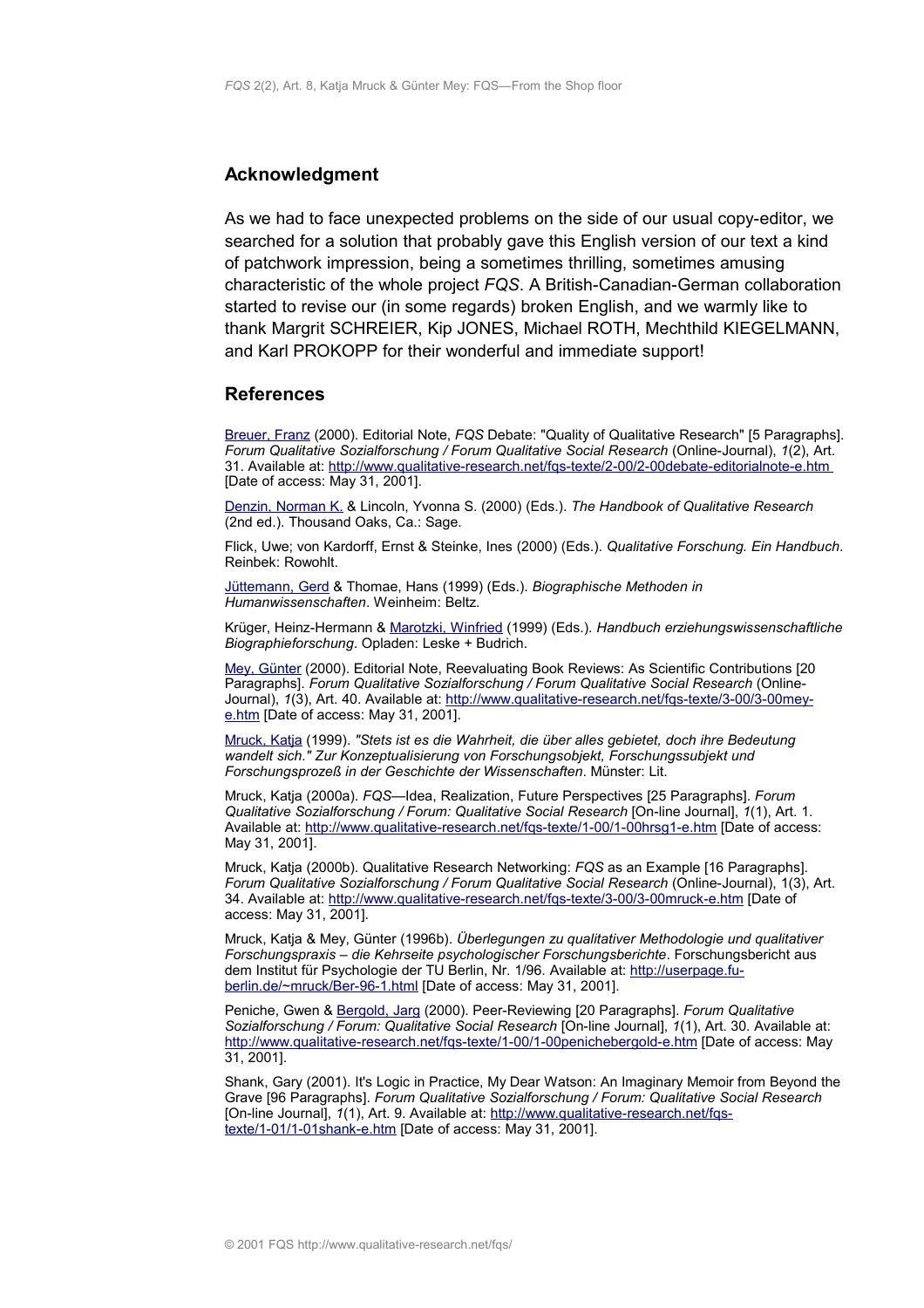## Acknowledgment

As we had to face unexpected problems on the side of our usual copy-editor, we searched for a solution that probably gave this English version of our text a kind of patchwork impression, being a sometimes thrilling, sometimes amusing characteristic of the whole project *FQS*. A British-Canadian-German collaboration started to revise our (in some regards) broken English, and we warmly like to thank Margrit SCHREIER, Kip JONES, Michael ROTH, Mechthild KIEGELMANN, and Karl PROKOPP for their wonderful and immediate support!

## References

Breuer, Franz (2000). Editorial Note, *FQS* Debate: "Quality of Qualitative Research" [5 Paragraphs]. *Forum Qualitative Sozialforschung / Forum Qualitative Social Research* (Online-Journal), *1*(2), Art. 31. Available at: http://www.qualitative-research.net/fqs-texte/2-00/2-00debate-editorialnote-e.htm [Date of access: May 31, 2001].

Denzin, Norman K. & Lincoln, Yvonna S. (2000) (Eds.). *The Handbook of Qualitative Research* (2nd ed.). Thousand Oaks, Ca.: Sage.

Flick, Uwe; von Kardorff, Ernst & Steinke, Ines (2000) (Eds.). *Qualitative Forschung. Ein Handbuch*. Reinbek: Rowohlt.

Jüttemann, Gerd & Thomae, Hans (1999) (Eds.). *Biographische Methoden in Humanwissenschaften*. Weinheim: Beltz.

Krüger, Heinz-Hermann & Marotzki, Winfried (1999) (Eds.). *Handbuch erziehungswissenschaftliche Biographieforschung*. Opladen: Leske + Budrich.

Mey, Günter (2000). Editorial Note, Reevaluating Book Reviews: As Scientific Contributions [20 Paragraphs]. *Forum Qualitative Sozialforschung / Forum Qualitative Social Research* (Online-Journal), *1*(3), Art. 40. Available at: http://www.qualitative-research.net/fqs-texte/3-00/3-00mey-e.htm [Date of access: May 31, 2001].

Mruck, Katja (1999). *"Stets ist es die Wahrheit, die über alles gebietet, doch ihre Bedeutung wandelt sich." Zur Konzeptualisierung von Forschungsobjekt, Forschungssubjekt und Forschungsprozeß in der Geschichte der Wissenschaften*. Münster: Lit.

Mruck, Katja (2000a). *FQS*—Idea, Realization, Future Perspectives [25 Paragraphs]. *Forum Qualitative Sozialforschung / Forum: Qualitative Social Research* [On-line Journal], *1*(1), Art. 1. Available at: http://www.qualitative-research.net/fqs-texte/1-00/1-00hrsg1-e.htm [Date of access: May 31, 2001].

Mruck, Katja (2000b). Qualitative Research Networking: *FQS* as an Example [16 Paragraphs]. *Forum Qualitative Sozialforschung / Forum Qualitative Social Research* (Online-Journal), 1(3), Art. 34. Available at: http://www.qualitative-research.net/fqs-texte/3-00/3-00mruck-e.htm [Date of access: May 31, 2001].

Mruck, Katja & Mey, Günter (1996b). *Überlegungen zu qualitativer Methodologie und qualitativer Forschungspraxis – die Kehrseite psychologischer Forschungsberichte*. Forschungsbericht aus dem Institut für Psychologie der TU Berlin, Nr. 1/96. Available at: http://userpage.fu-berlin.de/~mruck/Ber-96-1.html [Date of access: May 31, 2001].

Peniche, Gwen & Bergold, Jarg (2000). Peer-Reviewing [20 Paragraphs]. *Forum Qualitative Sozialforschung / Forum: Qualitative Social Research* [On-line Journal], *1*(1), Art. 30. Available at: http://www.qualitative-research.net/fqs-texte/1-00/1-00penichebergold-e.htm [Date of access: May 31, 2001].

Shank, Gary (2001). It's Logic in Practice, My Dear Watson: An Imaginary Memoir from Beyond the Grave [96 Paragraphs]. *Forum Qualitative Sozialforschung / Forum: Qualitative Social Research* [On-line Journal], *1*(1), Art. 9. Available at: http://www.qualitative-research.net/fqs-texte/1-01/1-01shank-e.htm [Date of access: May 31, 2001].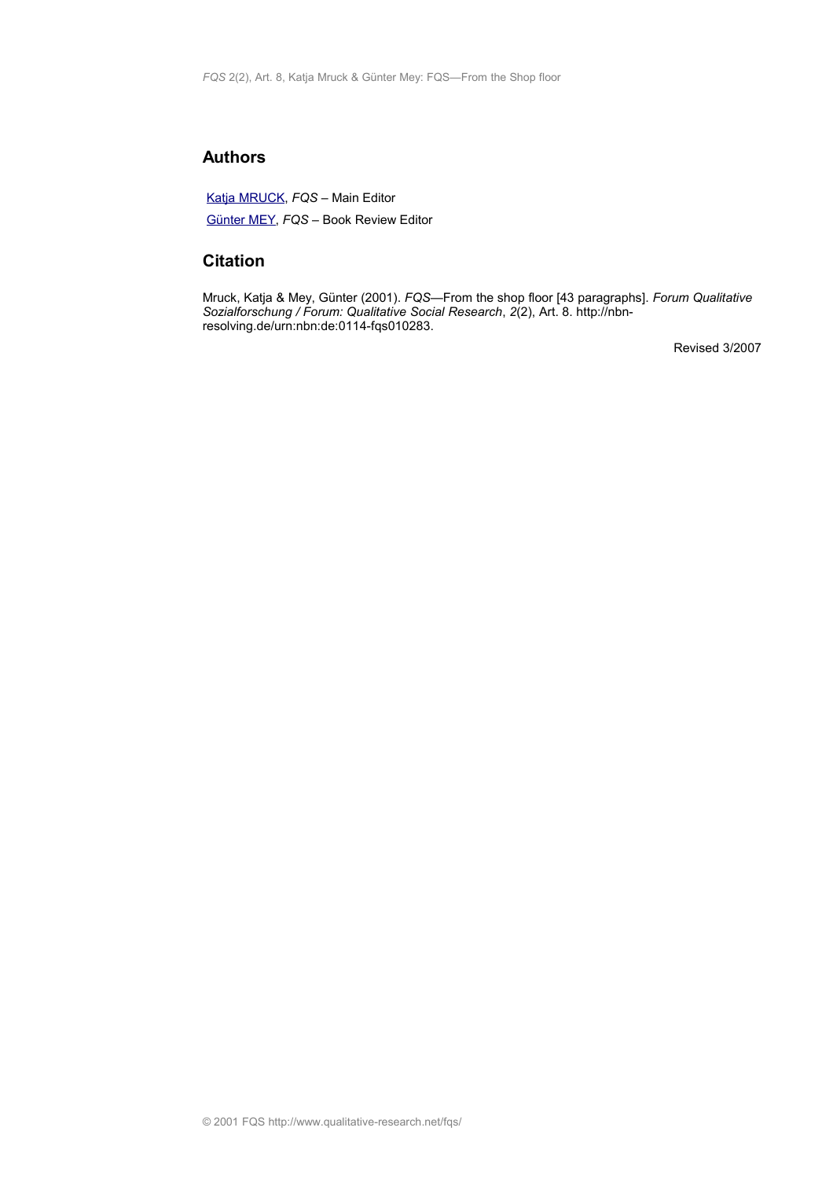## Authors

[Katja MRUCK](), *FQS* – Main Editor

[Günter MEY](), *FQS* – Book Review Editor

## Citation

Mruck, Katja & Mey, Günter (2001). *FQS*—From the shop floor [43 paragraphs]. *Forum Qualitative Sozialforschung / Forum: Qualitative Social Research*, *2*(2), Art. 8. http://nbn-resolving.de/urn:nbn:de:0114-fqs010283.

Revised 3/2007